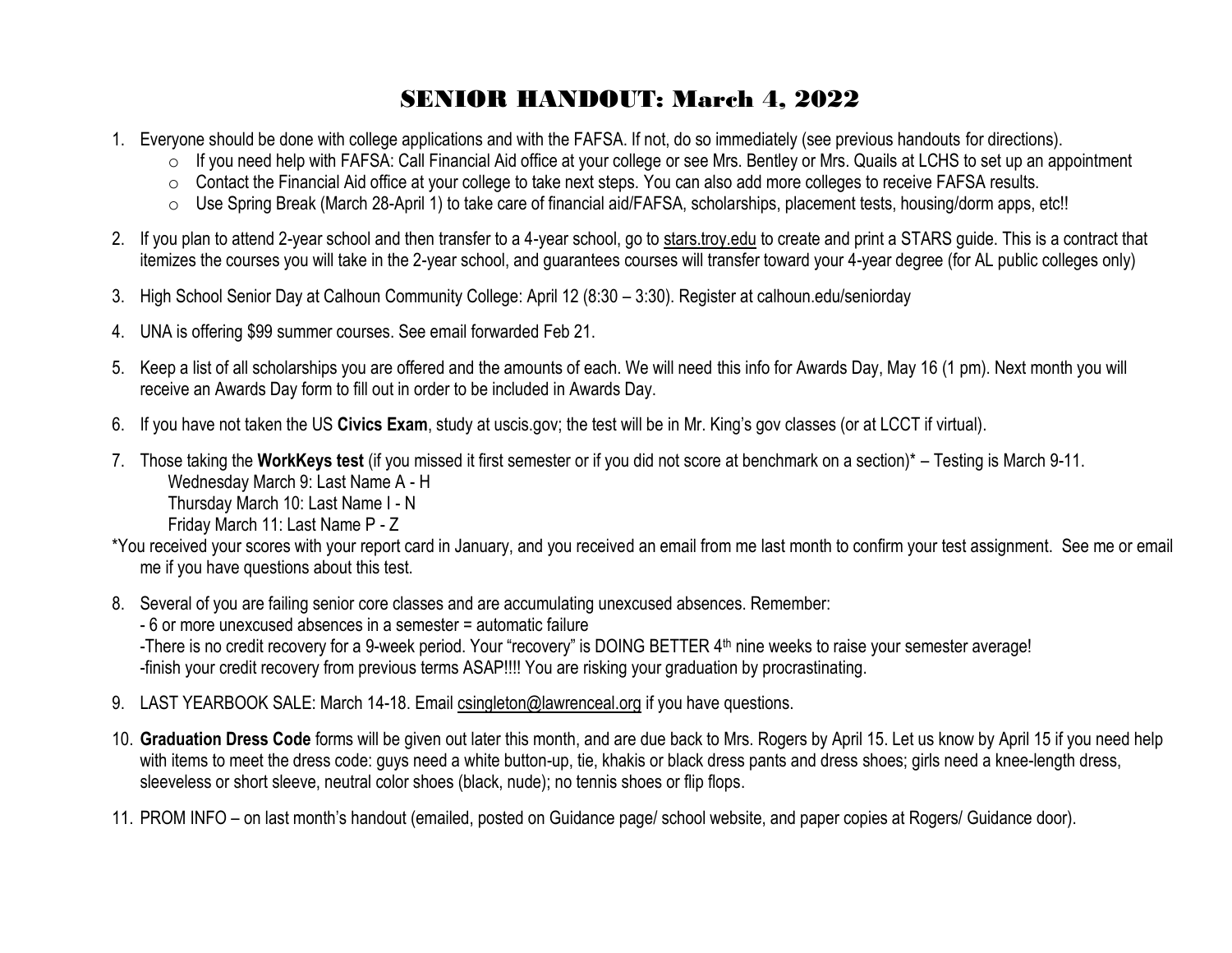# SENIOR HANDOUT: March 4, 2022

1. Everyone should be done with college applications and with the FAFSA. If not, do so immediately (see previous handouts for directions).
   - If you need help with FAFSA: Call Financial Aid office at your college or see Mrs. Bentley or Mrs. Quails at LCHS to set up an appointment
   - Contact the Financial Aid office at your college to take next steps. You can also add more colleges to receive FAFSA results.
   - Use Spring Break (March 28-April 1) to take care of financial aid/FAFSA, scholarships, placement tests, housing/dorm apps, etc!!

2. If you plan to attend 2-year school and then transfer to a 4-year school, go to stars.troy.edu to create and print a STARS guide. This is a contract that itemizes the courses you will take in the 2-year school, and guarantees courses will transfer toward your 4-year degree (for AL public colleges only)

3. High School Senior Day at Calhoun Community College: April 12 (8:30 – 3:30). Register at calhoun.edu/seniorday

4. UNA is offering $99 summer courses. See email forwarded Feb 21.

5. Keep a list of all scholarships you are offered and the amounts of each. We will need this info for Awards Day, May 16 (1 pm). Next month you will receive an Awards Day form to fill out in order to be included in Awards Day.

6. If you have not taken the US **Civics Exam**, study at uscis.gov; the test will be in Mr. King's gov classes (or at LCCT if virtual).

7. Those taking the **WorkKeys test** (if you missed it first semester or if you did not score at benchmark on a section)* – Testing is March 9-11.
   Wednesday March 9: Last Name A - H
   Thursday March 10: Last Name I - N
   Friday March 11: Last Name P - Z

*You received your scores with your report card in January, and you received an email from me last month to confirm your test assignment. See me or email me if you have questions about this test.

8. Several of you are failing senior core classes and are accumulating unexcused absences. Remember:
   - 6 or more unexcused absences in a semester = automatic failure
   - There is no credit recovery for a 9-week period. Your "recovery" is DOING BETTER 4th nine weeks to raise your semester average!
   - finish your credit recovery from previous terms ASAP!!!! You are risking your graduation by procrastinating.

9. LAST YEARBOOK SALE: March 14-18. Email csingleton@lawrenceal.org if you have questions.

10. **Graduation Dress Code** forms will be given out later this month, and are due back to Mrs. Rogers by April 15. Let us know by April 15 if you need help with items to meet the dress code: guys need a white button-up, tie, khakis or black dress pants and dress shoes; girls need a knee-length dress, sleeveless or short sleeve, neutral color shoes (black, nude); no tennis shoes or flip flops.

11. PROM INFO – on last month's handout (emailed, posted on Guidance page/ school website, and paper copies at Rogers/ Guidance door).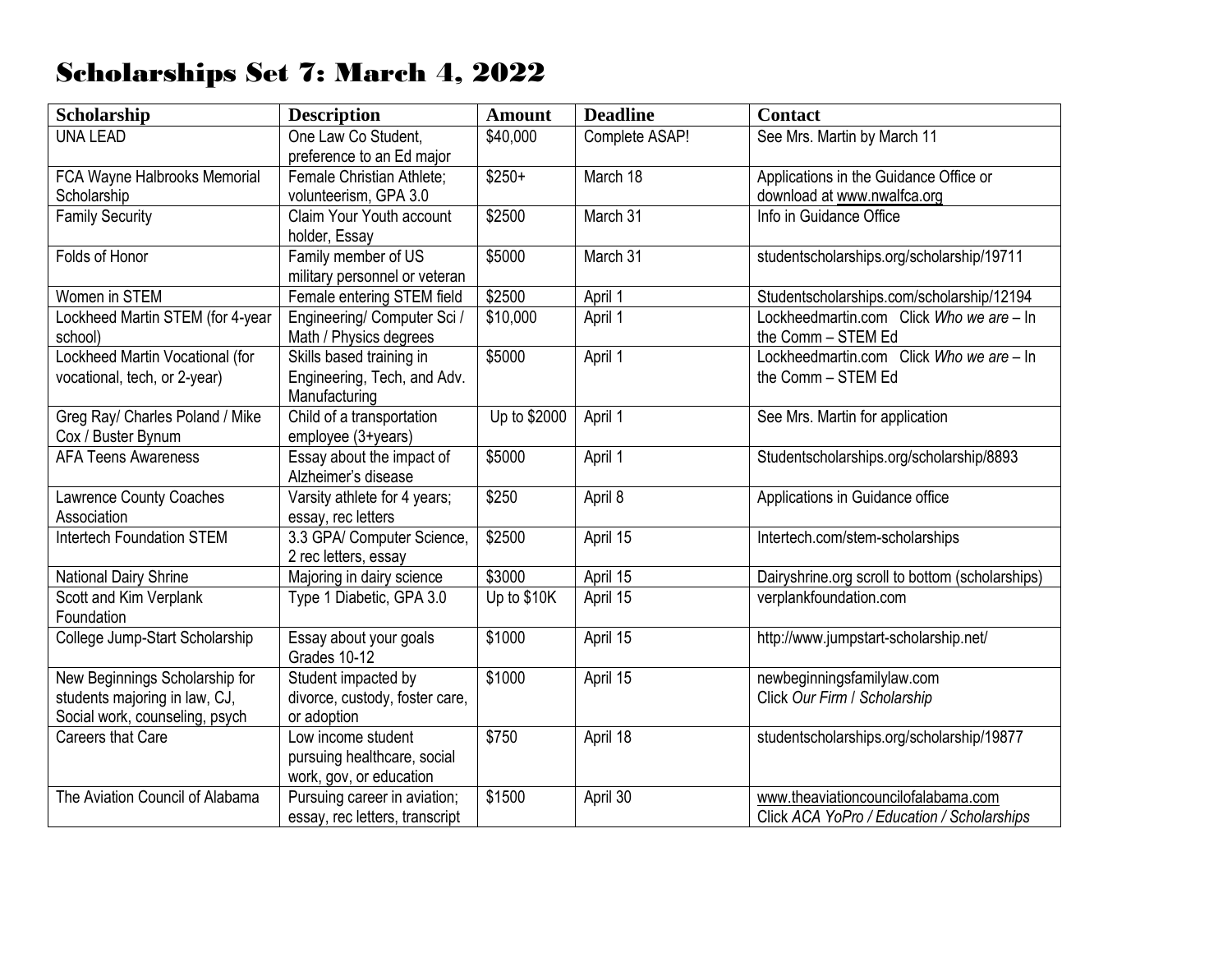# Scholarships Set 7: March 4, 2022

| Scholarship | Description | Amount | Deadline | Contact |
|---|---|---|---|---|
| UNA LEAD | One Law Co Student, preference to an Ed major | $40,000 | Complete ASAP! | See Mrs. Martin by March 11 |
| FCA Wayne Halbrooks Memorial Scholarship | Female Christian Athlete; volunteerism, GPA 3.0 | $250+ | March 18 | Applications in the Guidance Office or download at www.nwalfca.org |
| Family Security | Claim Your Youth account holder, Essay | $2500 | March 31 | Info in Guidance Office |
| Folds of Honor | Family member of US military personnel or veteran | $5000 | March 31 | studentscholarships.org/scholarship/19711 |
| Women in STEM | Female entering STEM field | $2500 | April 1 | Studentscholarships.com/scholarship/12194 |
| Lockheed Martin STEM (for 4-year school) | Engineering/ Computer Sci / Math / Physics degrees | $10,000 | April 1 | Lockheedmartin.com Click *Who we are* – In the Comm – STEM Ed |
| Lockheed Martin Vocational (for vocational, tech, or 2-year) | Skills based training in Engineering, Tech, and Adv. Manufacturing | $5000 | April 1 | Lockheedmartin.com Click *Who we are* – In the Comm – STEM Ed |
| Greg Ray/ Charles Poland / Mike Cox / Buster Bynum | Child of a transportation employee (3+years) | Up to $2000 | April 1 | See Mrs. Martin for application |
| AFA Teens Awareness | Essay about the impact of Alzheimer's disease | $5000 | April 1 | Studentscholarships.org/scholarship/8893 |
| Lawrence County Coaches Association | Varsity athlete for 4 years; essay, rec letters | $250 | April 8 | Applications in Guidance office |
| Intertech Foundation STEM | 3.3 GPA/ Computer Science, 2 rec letters, essay | $2500 | April 15 | Intertech.com/stem-scholarships |
| National Dairy Shrine | Majoring in dairy science | $3000 | April 15 | Dairyshrine.org scroll to bottom (scholarships) |
| Scott and Kim Verplank Foundation | Type 1 Diabetic, GPA 3.0 | Up to $10K | April 15 | verplankfoundation.com |
| College Jump-Start Scholarship | Essay about your goals Grades 10-12 | $1000 | April 15 | http://www.jumpstart-scholarship.net/ |
| New Beginnings Scholarship for students majoring in law, CJ, Social work, counseling, psych | Student impacted by divorce, custody, foster care, or adoption | $1000 | April 15 | newbeginningsfamilylaw.com Click *Our Firm* / *Scholarship* |
| Careers that Care | Low income student pursuing healthcare, social work, gov, or education | $750 | April 18 | studentscholarships.org/scholarship/19877 |
| The Aviation Council of Alabama | Pursuing career in aviation; essay, rec letters, transcript | $1500 | April 30 | www.theaviationcouncilofalabama.com Click *ACA YoPro / Education / Scholarships* |